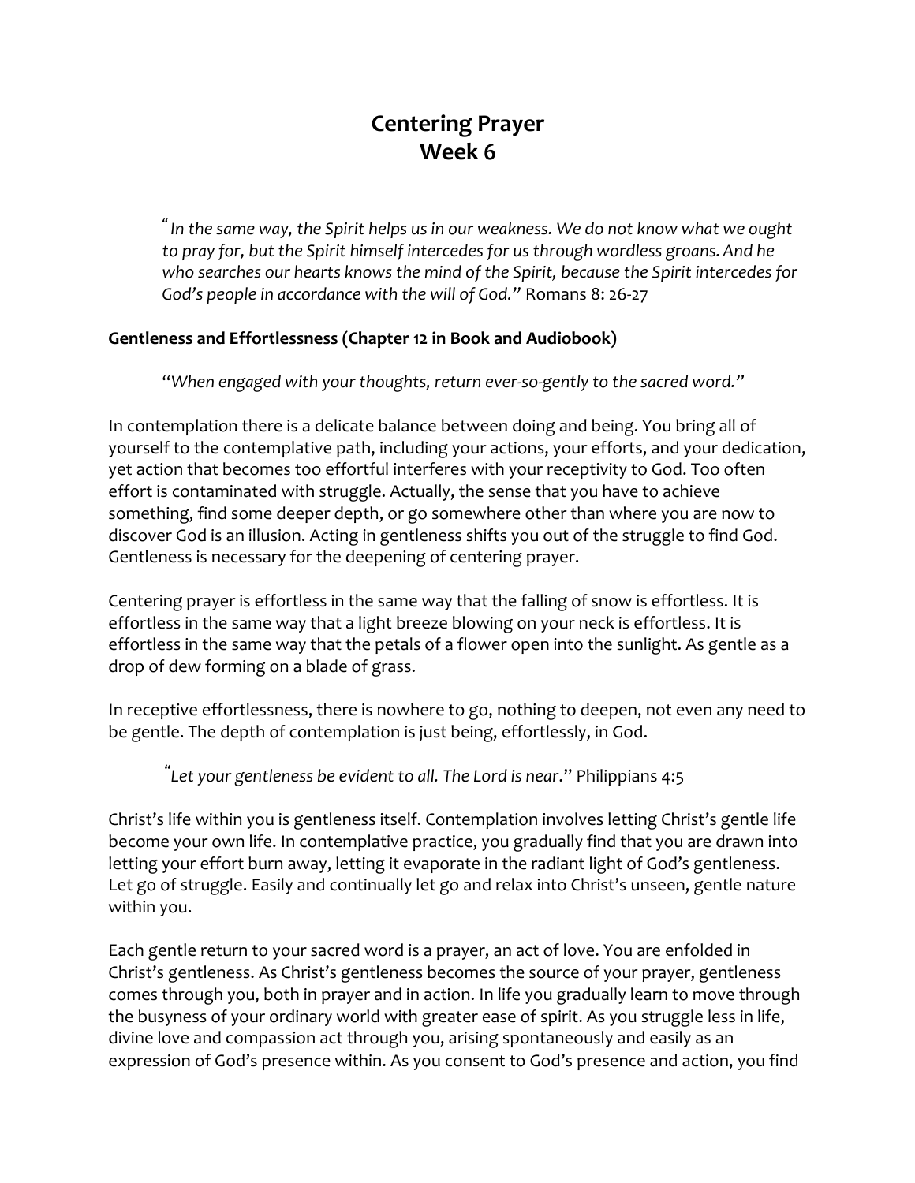# Centering Prayer
# Week 6

*"In the same way, the Spirit helps us in our weakness. We do not know what we ought to pray for, but the Spirit himself intercedes for us through wordless groans. And he who searches our hearts knows the mind of the Spirit, because the Spirit intercedes for God's people in accordance with the will of God."* Romans 8: 26-27

**Gentleness and Effortlessness (Chapter 12 in Book and Audiobook)**

"*When engaged with your thoughts, return ever-so-gently to the sacred word.*"

In contemplation there is a delicate balance between doing and being. You bring all of yourself to the contemplative path, including your actions, your efforts, and your dedication, yet action that becomes too effortful interferes with your receptivity to God. Too often effort is contaminated with struggle. Actually, the sense that you have to achieve something, find some deeper depth, or go somewhere other than where you are now to discover God is an illusion. Acting in gentleness shifts you out of the struggle to find God. Gentleness is necessary for the deepening of centering prayer.

Centering prayer is effortless in the same way that the falling of snow is effortless. It is effortless in the same way that a light breeze blowing on your neck is effortless. It is effortless in the same way that the petals of a flower open into the sunlight. As gentle as a drop of dew forming on a blade of grass.

In receptive effortlessness, there is nowhere to go, nothing to deepen, not even any need to be gentle. The depth of contemplation is just being, effortlessly, in God.

"*Let your gentleness be evident to all. The Lord is near*." Philippians 4:5

Christ's life within you is gentleness itself. Contemplation involves letting Christ's gentle life become your own life. In contemplative practice, you gradually find that you are drawn into letting your effort burn away, letting it evaporate in the radiant light of God's gentleness. Let go of struggle. Easily and continually let go and relax into Christ's unseen, gentle nature within you.

Each gentle return to your sacred word is a prayer, an act of love. You are enfolded in Christ's gentleness. As Christ's gentleness becomes the source of your prayer, gentleness comes through you, both in prayer and in action. In life you gradually learn to move through the busyness of your ordinary world with greater ease of spirit. As you struggle less in life, divine love and compassion act through you, arising spontaneously and easily as an expression of God's presence within. As you consent to God's presence and action, you find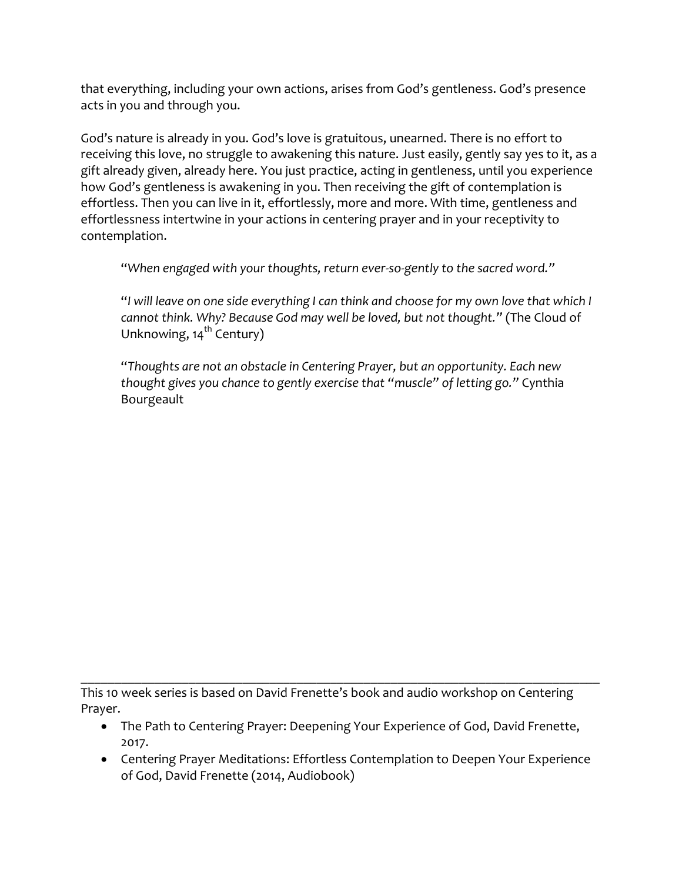that everything, including your own actions, arises from God's gentleness. God's presence acts in you and through you.

God's nature is already in you. God's love is gratuitous, unearned. There is no effort to receiving this love, no struggle to awakening this nature. Just easily, gently say yes to it, as a gift already given, already here. You just practice, acting in gentleness, until you experience how God's gentleness is awakening in you. Then receiving the gift of contemplation is effortless. Then you can live in it, effortlessly, more and more. With time, gentleness and effortlessness intertwine in your actions in centering prayer and in your receptivity to contemplation.

> "*When engaged with your thoughts, return ever-so-gently to the sacred word.*"
>
> "*I will leave on one side everything I can think and choose for my own love that which I cannot think. Why? Because God may well be loved, but not thought.*" (The Cloud of Unknowing, 14th Century)
>
> "*Thoughts are not an obstacle in Centering Prayer, but an opportunity. Each new thought gives you chance to gently exercise that "muscle" of letting go.*" Cynthia Bourgeault

---

This 10 week series is based on David Frenette's book and audio workshop on Centering Prayer.

- The Path to Centering Prayer: Deepening Your Experience of God, David Frenette, 2017.
- Centering Prayer Meditations: Effortless Contemplation to Deepen Your Experience of God, David Frenette (2014, Audiobook)